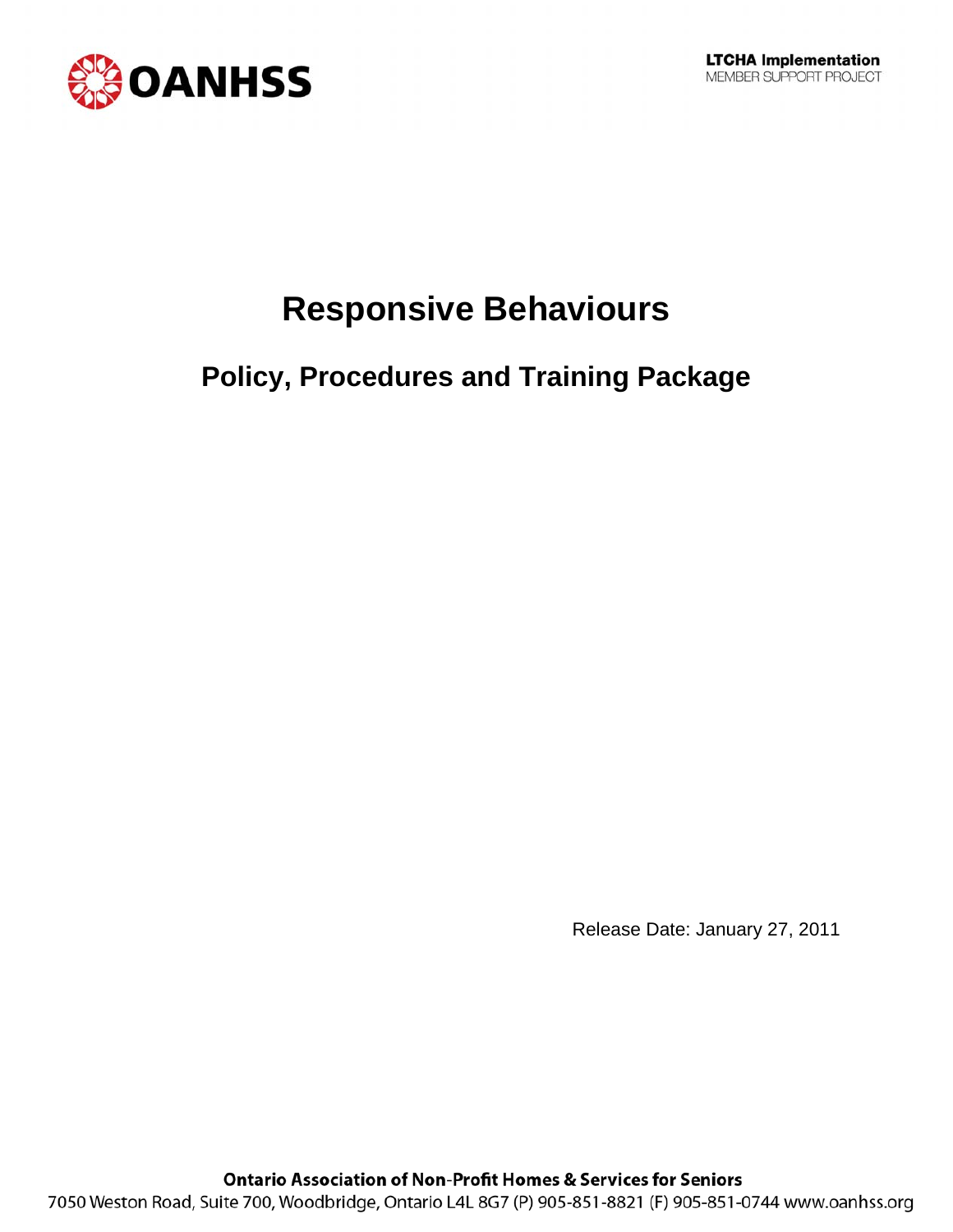OANHSS

**LTCHA Implementation**
MEMBER SUPPORT PROJECT

# Responsive Behaviours

## Policy, Procedures and Training Package

Release Date: January 27, 2011

**Ontario Association of Non-Profit Homes & Services for Seniors**
7050 Weston Road, Suite 700, Woodbridge, Ontario L4L 8G7 (P) 905-851-8821 (F) 905-851-0744 www.oanhss.org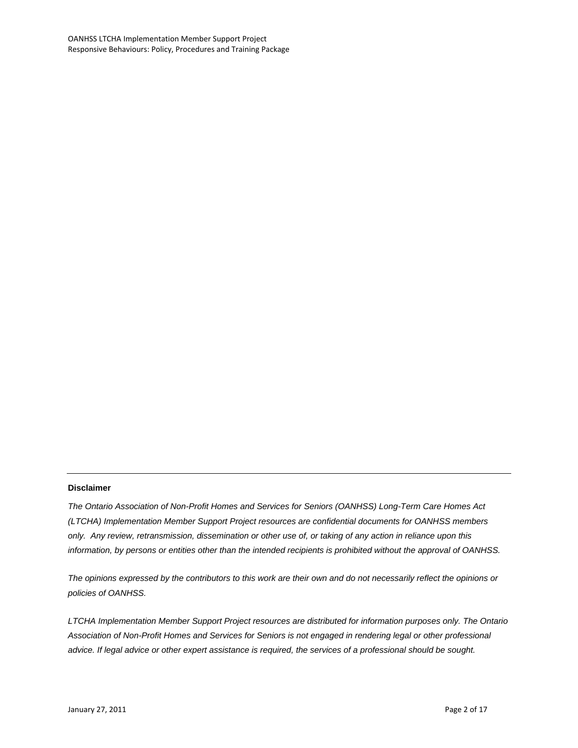---

**Disclaimer**

*The Ontario Association of Non-Profit Homes and Services for Seniors (OANHSS) Long-Term Care Homes Act (LTCHA) Implementation Member Support Project resources are confidential documents for OANHSS members only. Any review, retransmission, dissemination or other use of, or taking of any action in reliance upon this information, by persons or entities other than the intended recipients is prohibited without the approval of OANHSS.*

*The opinions expressed by the contributors to this work are their own and do not necessarily reflect the opinions or policies of OANHSS.*

*LTCHA Implementation Member Support Project resources are distributed for information purposes only. The Ontario Association of Non-Profit Homes and Services for Seniors is not engaged in rendering legal or other professional advice. If legal advice or other expert assistance is required, the services of a professional should be sought.*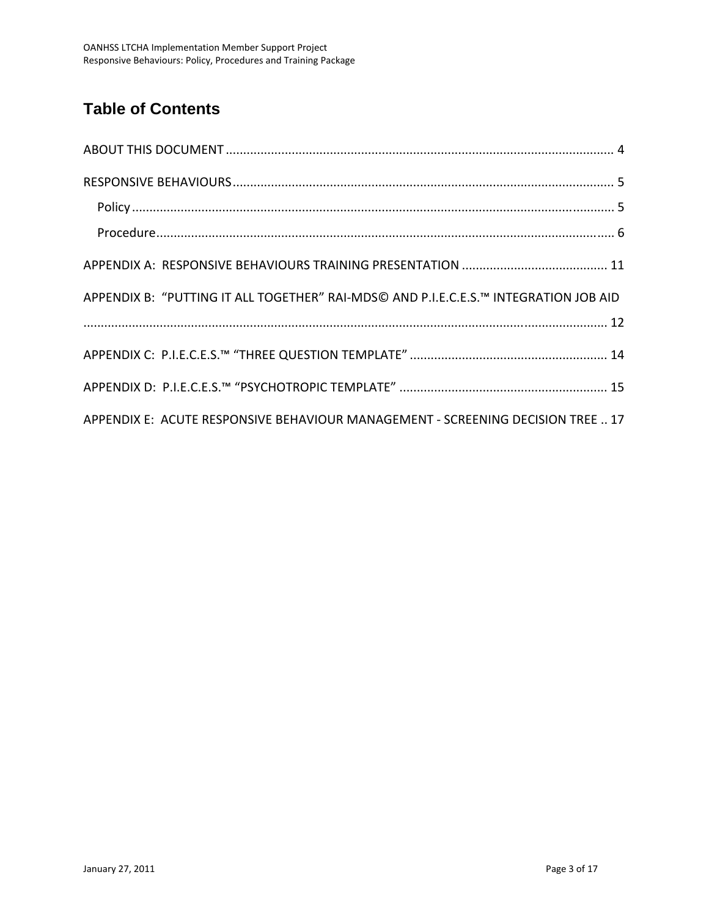# Table of Contents

ABOUT THIS DOCUMENT ........................................................................................................... 4

RESPONSIVE BEHAVIOURS ......................................................................................................... 5

- Policy ........................................................................................................................................ 5
- Procedure .................................................................................................................................. 6

APPENDIX A: RESPONSIVE BEHAVIOURS TRAINING PRESENTATION ......................................... 11

APPENDIX B: "PUTTING IT ALL TOGETHER" RAI-MDS© AND P.I.E.C.E.S.™ INTEGRATION JOB AID ........................................................................................................................................ 12

APPENDIX C: P.I.E.C.E.S.™ "THREE QUESTION TEMPLATE" ........................................................ 14

APPENDIX D: P.I.E.C.E.S.™ "PSYCHOTROPIC TEMPLATE" ........................................................... 15

APPENDIX E: ACUTE RESPONSIVE BEHAVIOUR MANAGEMENT - SCREENING DECISION TREE .. 17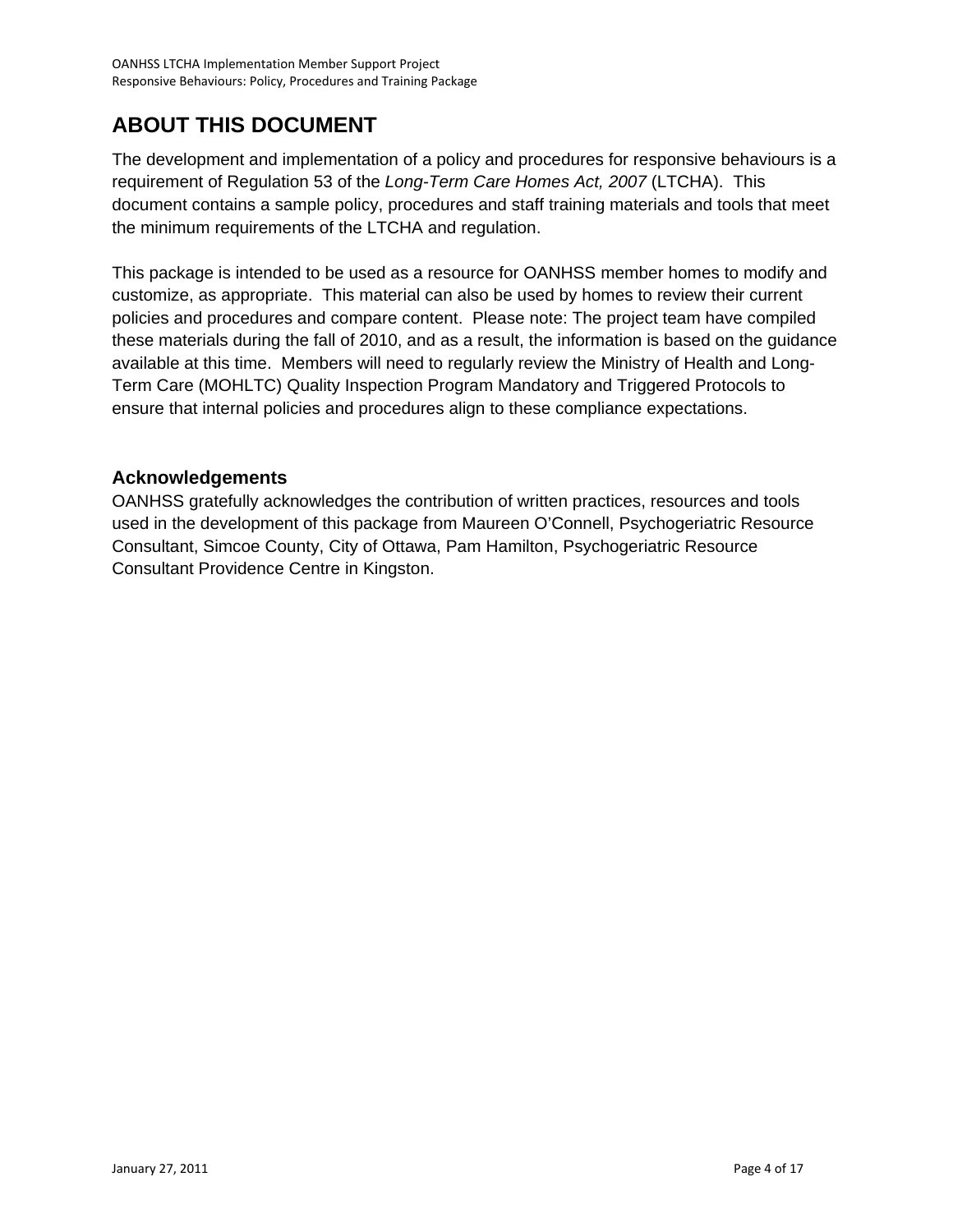# ABOUT THIS DOCUMENT

The development and implementation of a policy and procedures for responsive behaviours is a requirement of Regulation 53 of the *Long-Term Care Homes Act, 2007* (LTCHA). This document contains a sample policy, procedures and staff training materials and tools that meet the minimum requirements of the LTCHA and regulation.

This package is intended to be used as a resource for OANHSS member homes to modify and customize, as appropriate. This material can also be used by homes to review their current policies and procedures and compare content. Please note: The project team have compiled these materials during the fall of 2010, and as a result, the information is based on the guidance available at this time. Members will need to regularly review the Ministry of Health and Long-Term Care (MOHLTC) Quality Inspection Program Mandatory and Triggered Protocols to ensure that internal policies and procedures align to these compliance expectations.

## Acknowledgements

OANHSS gratefully acknowledges the contribution of written practices, resources and tools used in the development of this package from Maureen O'Connell, Psychogeriatric Resource Consultant, Simcoe County, City of Ottawa, Pam Hamilton, Psychogeriatric Resource Consultant Providence Centre in Kingston.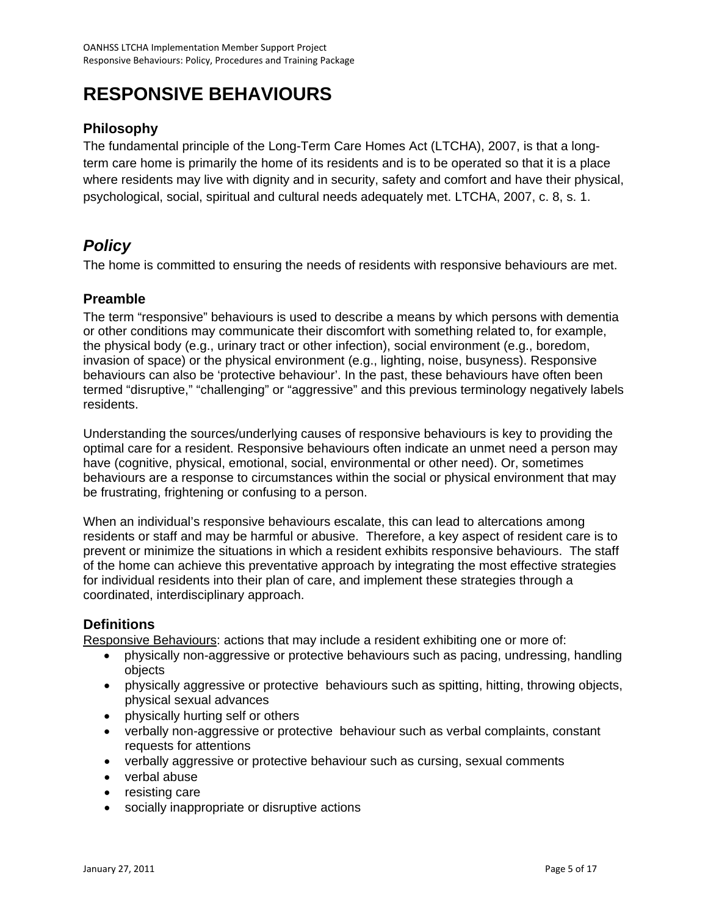# RESPONSIVE BEHAVIOURS

### Philosophy

The fundamental principle of the Long-Term Care Homes Act (LTCHA), 2007, is that a long-term care home is primarily the home of its residents and is to be operated so that it is a place where residents may live with dignity and in security, safety and comfort and have their physical, psychological, social, spiritual and cultural needs adequately met. LTCHA, 2007, c. 8, s. 1.

## *Policy*

The home is committed to ensuring the needs of residents with responsive behaviours are met.

### Preamble

The term "responsive" behaviours is used to describe a means by which persons with dementia or other conditions may communicate their discomfort with something related to, for example, the physical body (e.g., urinary tract or other infection), social environment (e.g., boredom, invasion of space) or the physical environment (e.g., lighting, noise, busyness). Responsive behaviours can also be 'protective behaviour'. In the past, these behaviours have often been termed "disruptive," "challenging" or "aggressive" and this previous terminology negatively labels residents.

Understanding the sources/underlying causes of responsive behaviours is key to providing the optimal care for a resident. Responsive behaviours often indicate an unmet need a person may have (cognitive, physical, emotional, social, environmental or other need). Or, sometimes behaviours are a response to circumstances within the social or physical environment that may be frustrating, frightening or confusing to a person.

When an individual's responsive behaviours escalate, this can lead to altercations among residents or staff and may be harmful or abusive. Therefore, a key aspect of resident care is to prevent or minimize the situations in which a resident exhibits responsive behaviours. The staff of the home can achieve this preventative approach by integrating the most effective strategies for individual residents into their plan of care, and implement these strategies through a coordinated, interdisciplinary approach.

### Definitions

<u>Responsive Behaviours</u>: actions that may include a resident exhibiting one or more of:

- physically non-aggressive or protective behaviours such as pacing, undressing, handling objects
- physically aggressive or protective behaviours such as spitting, hitting, throwing objects, physical sexual advances
- physically hurting self or others
- verbally non-aggressive or protective behaviour such as verbal complaints, constant requests for attentions
- verbally aggressive or protective behaviour such as cursing, sexual comments
- verbal abuse
- resisting care
- socially inappropriate or disruptive actions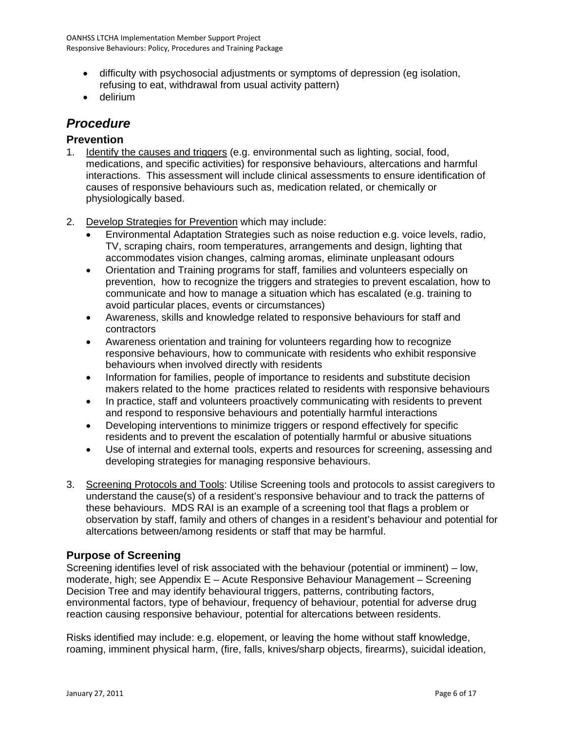- difficulty with psychosocial adjustments or symptoms of depression (eg isolation, refusing to eat, withdrawal from usual activity pattern)
- delirium

## *Procedure*

### Prevention

1. Identify the causes and triggers (e.g. environmental such as lighting, social, food, medications, and specific activities) for responsive behaviours, altercations and harmful interactions. This assessment will include clinical assessments to ensure identification of causes of responsive behaviours such as, medication related, or chemically or physiologically based.

2. Develop Strategies for Prevention which may include:
   - Environmental Adaptation Strategies such as noise reduction e.g. voice levels, radio, TV, scraping chairs, room temperatures, arrangements and design, lighting that accommodates vision changes, calming aromas, eliminate unpleasant odours
   - Orientation and Training programs for staff, families and volunteers especially on prevention, how to recognize the triggers and strategies to prevent escalation, how to communicate and how to manage a situation which has escalated (e.g. training to avoid particular places, events or circumstances)
   - Awareness, skills and knowledge related to responsive behaviours for staff and contractors
   - Awareness orientation and training for volunteers regarding how to recognize responsive behaviours, how to communicate with residents who exhibit responsive behaviours when involved directly with residents
   - Information for families, people of importance to residents and substitute decision makers related to the home practices related to residents with responsive behaviours
   - In practice, staff and volunteers proactively communicating with residents to prevent and respond to responsive behaviours and potentially harmful interactions
   - Developing interventions to minimize triggers or respond effectively for specific residents and to prevent the escalation of potentially harmful or abusive situations
   - Use of internal and external tools, experts and resources for screening, assessing and developing strategies for managing responsive behaviours.

3. Screening Protocols and Tools: Utilise Screening tools and protocols to assist caregivers to understand the cause(s) of a resident's responsive behaviour and to track the patterns of these behaviours. MDS RAI is an example of a screening tool that flags a problem or observation by staff, family and others of changes in a resident's behaviour and potential for altercations between/among residents or staff that may be harmful.

### Purpose of Screening

Screening identifies level of risk associated with the behaviour (potential or imminent) – low, moderate, high; see Appendix E – Acute Responsive Behaviour Management – Screening Decision Tree and may identify behavioural triggers, patterns, contributing factors, environmental factors, type of behaviour, frequency of behaviour, potential for adverse drug reaction causing responsive behaviour, potential for altercations between residents.

Risks identified may include: e.g. elopement, or leaving the home without staff knowledge, roaming, imminent physical harm, (fire, falls, knives/sharp objects, firearms), suicidal ideation,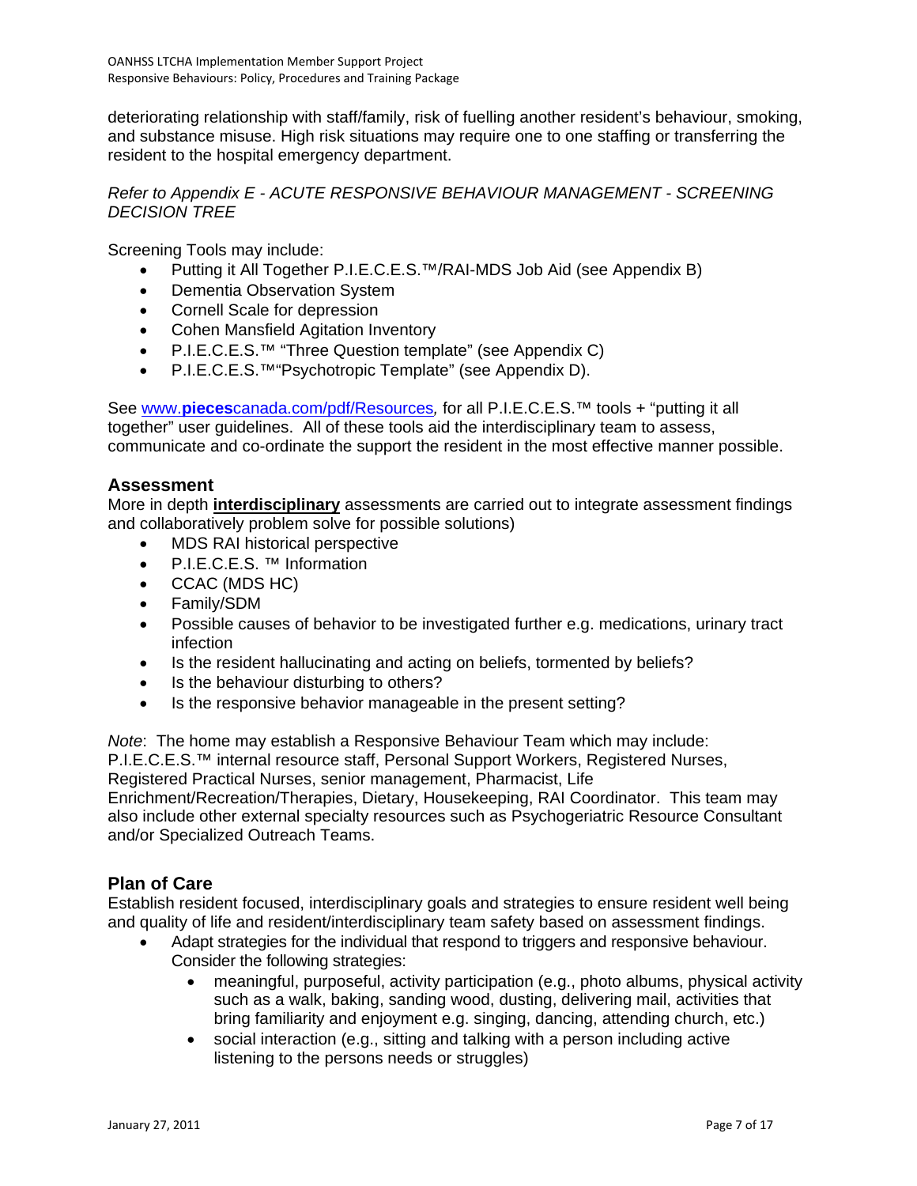deteriorating relationship with staff/family, risk of fuelling another resident's behaviour, smoking, and substance misuse. High risk situations may require one to one staffing or transferring the resident to the hospital emergency department.

*Refer to Appendix E - ACUTE RESPONSIVE BEHAVIOUR MANAGEMENT - SCREENING DECISION TREE*

Screening Tools may include:

- Putting it All Together P.I.E.C.E.S.™/RAI-MDS Job Aid (see Appendix B)
- Dementia Observation System
- Cornell Scale for depression
- Cohen Mansfield Agitation Inventory
- P.I.E.C.E.S.™ "Three Question template" (see Appendix C)
- P.I.E.C.E.S.™"Psychotropic Template" (see Appendix D).

See www.**pieces**canada.com/pdf/Resources*,* for all P.I.E.C.E.S.™ tools + "putting it all together" user guidelines. All of these tools aid the interdisciplinary team to assess, communicate and co-ordinate the support the resident in the most effective manner possible.

## Assessment

More in depth **interdisciplinary** assessments are carried out to integrate assessment findings and collaboratively problem solve for possible solutions)

- MDS RAI historical perspective
- P.I.E.C.E.S. ™ Information
- CCAC (MDS HC)
- Family/SDM
- Possible causes of behavior to be investigated further e.g. medications, urinary tract infection
- Is the resident hallucinating and acting on beliefs, tormented by beliefs?
- Is the behaviour disturbing to others?
- Is the responsive behavior manageable in the present setting?

*Note*: The home may establish a Responsive Behaviour Team which may include: P.I.E.C.E.S.™ internal resource staff, Personal Support Workers, Registered Nurses, Registered Practical Nurses, senior management, Pharmacist, Life Enrichment/Recreation/Therapies, Dietary, Housekeeping, RAI Coordinator. This team may also include other external specialty resources such as Psychogeriatric Resource Consultant and/or Specialized Outreach Teams.

## Plan of Care

Establish resident focused, interdisciplinary goals and strategies to ensure resident well being and quality of life and resident/interdisciplinary team safety based on assessment findings.

- Adapt strategies for the individual that respond to triggers and responsive behaviour. Consider the following strategies:
  - meaningful, purposeful, activity participation (e.g., photo albums, physical activity such as a walk, baking, sanding wood, dusting, delivering mail, activities that bring familiarity and enjoyment e.g. singing, dancing, attending church, etc.)
  - social interaction (e.g., sitting and talking with a person including active listening to the persons needs or struggles)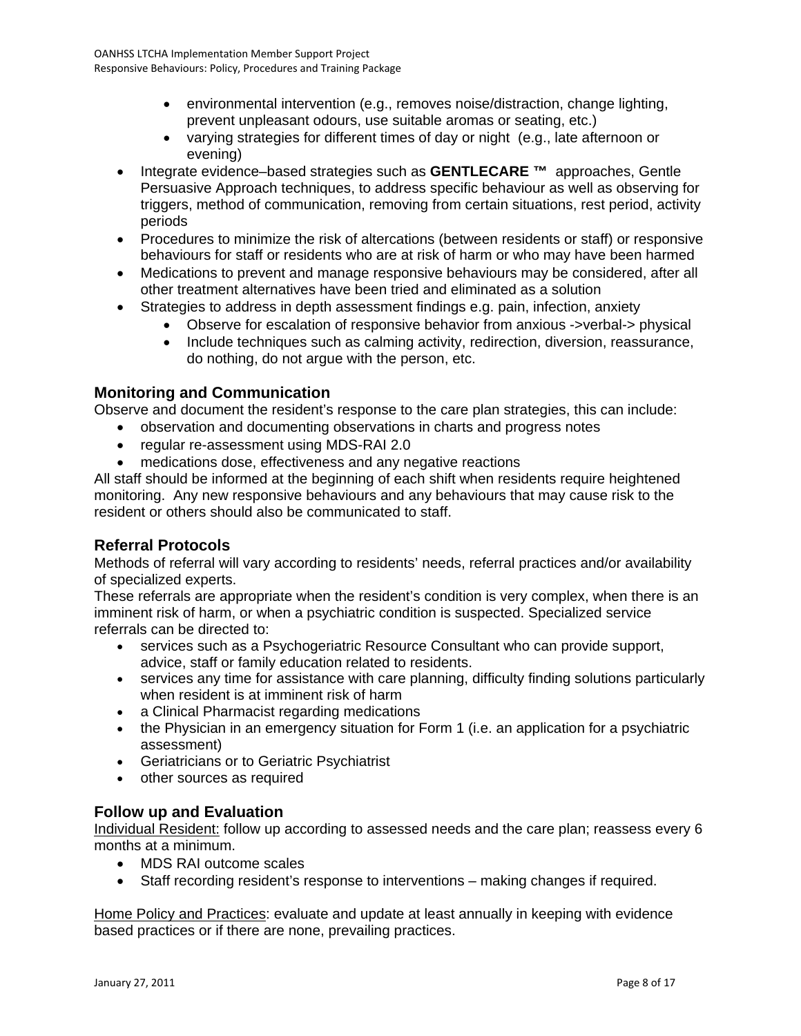- environmental intervention (e.g., removes noise/distraction, change lighting, prevent unpleasant odours, use suitable aromas or seating, etc.)
    - varying strategies for different times of day or night (e.g., late afternoon or evening)
- Integrate evidence–based strategies such as **GENTLECARE ™** approaches, Gentle Persuasive Approach techniques, to address specific behaviour as well as observing for triggers, method of communication, removing from certain situations, rest period, activity periods
- Procedures to minimize the risk of altercations (between residents or staff) or responsive behaviours for staff or residents who are at risk of harm or who may have been harmed
- Medications to prevent and manage responsive behaviours may be considered, after all other treatment alternatives have been tried and eliminated as a solution
- Strategies to address in depth assessment findings e.g. pain, infection, anxiety
    - Observe for escalation of responsive behavior from anxious ->verbal-> physical
    - Include techniques such as calming activity, redirection, diversion, reassurance, do nothing, do not argue with the person, etc.

## Monitoring and Communication

Observe and document the resident's response to the care plan strategies, this can include:

- observation and documenting observations in charts and progress notes
- regular re-assessment using MDS-RAI 2.0
- medications dose, effectiveness and any negative reactions

All staff should be informed at the beginning of each shift when residents require heightened monitoring. Any new responsive behaviours and any behaviours that may cause risk to the resident or others should also be communicated to staff.

## Referral Protocols

Methods of referral will vary according to residents' needs, referral practices and/or availability of specialized experts.

These referrals are appropriate when the resident's condition is very complex, when there is an imminent risk of harm, or when a psychiatric condition is suspected. Specialized service referrals can be directed to:

- services such as a Psychogeriatric Resource Consultant who can provide support, advice, staff or family education related to residents.
- services any time for assistance with care planning, difficulty finding solutions particularly when resident is at imminent risk of harm
- a Clinical Pharmacist regarding medications
- the Physician in an emergency situation for Form 1 (i.e. an application for a psychiatric assessment)
- Geriatricians or to Geriatric Psychiatrist
- other sources as required

## Follow up and Evaluation

Individual Resident: follow up according to assessed needs and the care plan; reassess every 6 months at a minimum.

- MDS RAI outcome scales
- Staff recording resident's response to interventions – making changes if required.

Home Policy and Practices: evaluate and update at least annually in keeping with evidence based practices or if there are none, prevailing practices.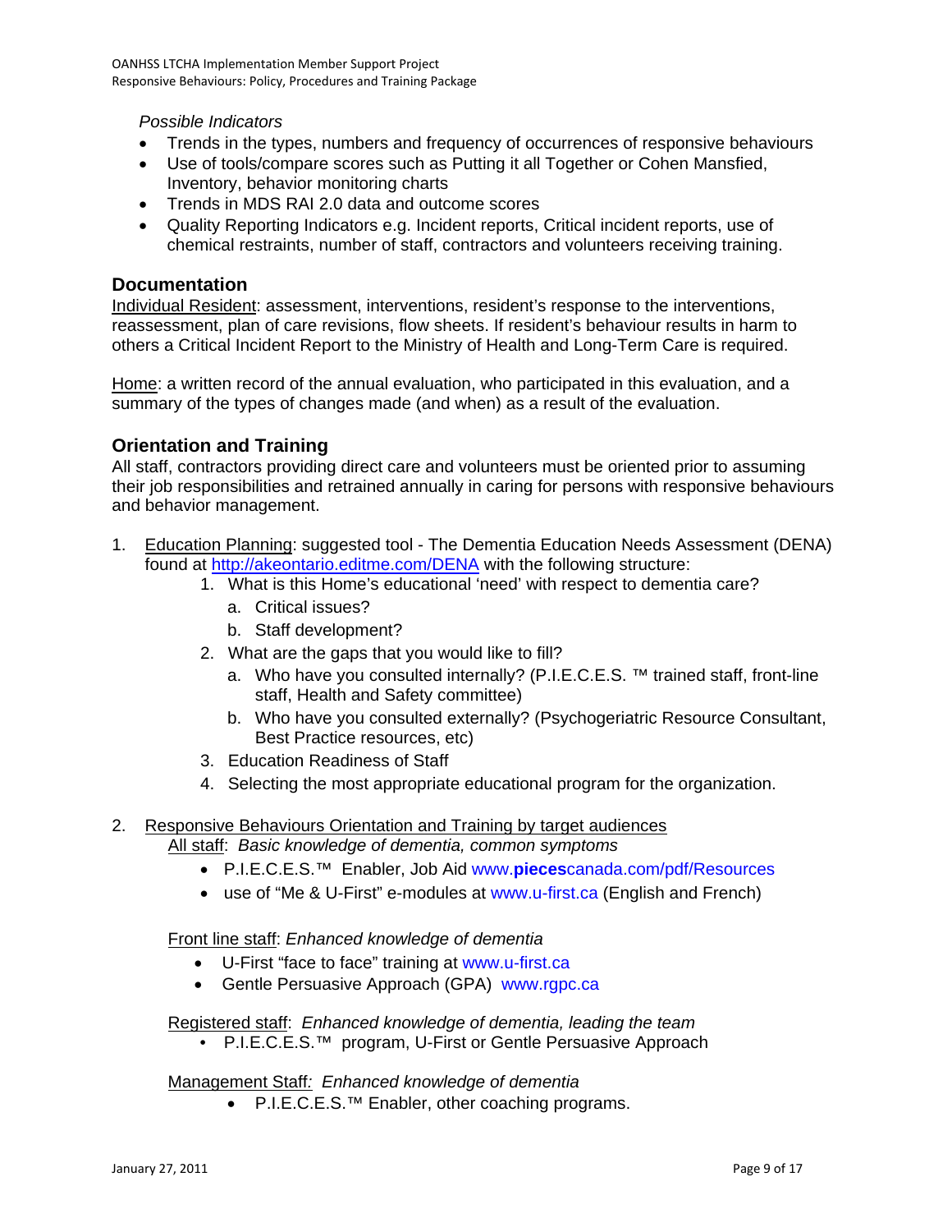*Possible Indicators*

- Trends in the types, numbers and frequency of occurrences of responsive behaviours
- Use of tools/compare scores such as Putting it all Together or Cohen Mansfied, Inventory, behavior monitoring charts
- Trends in MDS RAI 2.0 data and outcome scores
- Quality Reporting Indicators e.g. Incident reports, Critical incident reports, use of chemical restraints, number of staff, contractors and volunteers receiving training.

## Documentation

Individual Resident: assessment, interventions, resident's response to the interventions, reassessment, plan of care revisions, flow sheets. If resident's behaviour results in harm to others a Critical Incident Report to the Ministry of Health and Long-Term Care is required.

Home: a written record of the annual evaluation, who participated in this evaluation, and a summary of the types of changes made (and when) as a result of the evaluation.

## Orientation and Training

All staff, contractors providing direct care and volunteers must be oriented prior to assuming their job responsibilities and retrained annually in caring for persons with responsive behaviours and behavior management.

1. Education Planning: suggested tool - The Dementia Education Needs Assessment (DENA) found at http://akeontario.editme.com/DENA with the following structure:
   1. What is this Home's educational 'need' with respect to dementia care?
      a. Critical issues?
      b. Staff development?
   2. What are the gaps that you would like to fill?
      a. Who have you consulted internally? (P.I.E.C.E.S. ™ trained staff, front-line staff, Health and Safety committee)
      b. Who have you consulted externally? (Psychogeriatric Resource Consultant, Best Practice resources, etc)
   3. Education Readiness of Staff
   4. Selecting the most appropriate educational program for the organization.

2. Responsive Behaviours Orientation and Training by target audiences

   All staff: *Basic knowledge of dementia, common symptoms*
   - P.I.E.C.E.S.™ Enabler, Job Aid www.**pieces**canada.com/pdf/Resources
   - use of "Me & U-First" e-modules at www.u-first.ca (English and French)

   Front line staff: *Enhanced knowledge of dementia*
   - U-First "face to face" training at www.u-first.ca
   - Gentle Persuasive Approach (GPA) www.rgpc.ca

   Registered staff: *Enhanced knowledge of dementia, leading the team*
   - P.I.E.C.E.S.™ program, U-First or Gentle Persuasive Approach

   Management Staff*:* *Enhanced knowledge of dementia*
   - P.I.E.C.E.S.™ Enabler, other coaching programs.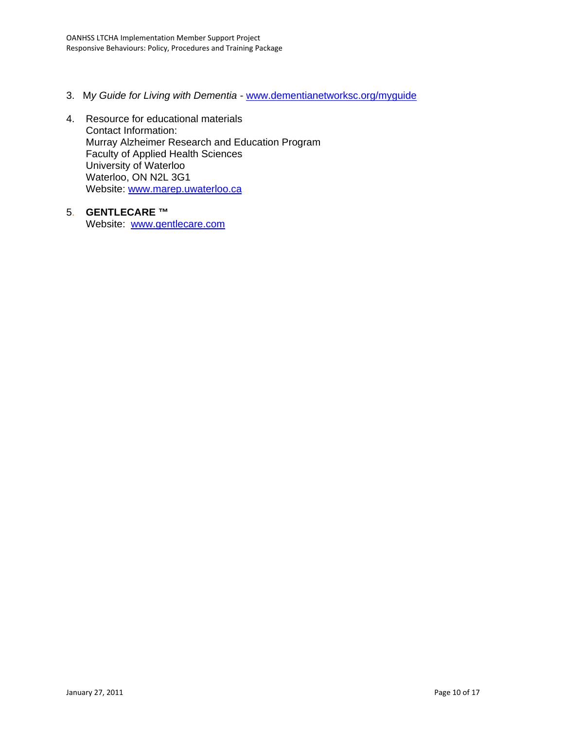3. M*y Guide for Living with Dementia* - www.dementianetworksc.org/myguide

4. Resource for educational materials
   Contact Information:
   Murray Alzheimer Research and Education Program
   Faculty of Applied Health Sciences
   University of Waterloo
   Waterloo, ON N2L 3G1
   Website: www.marep.uwaterloo.ca

5. **GENTLECARE ™**
   Website: www.gentlecare.com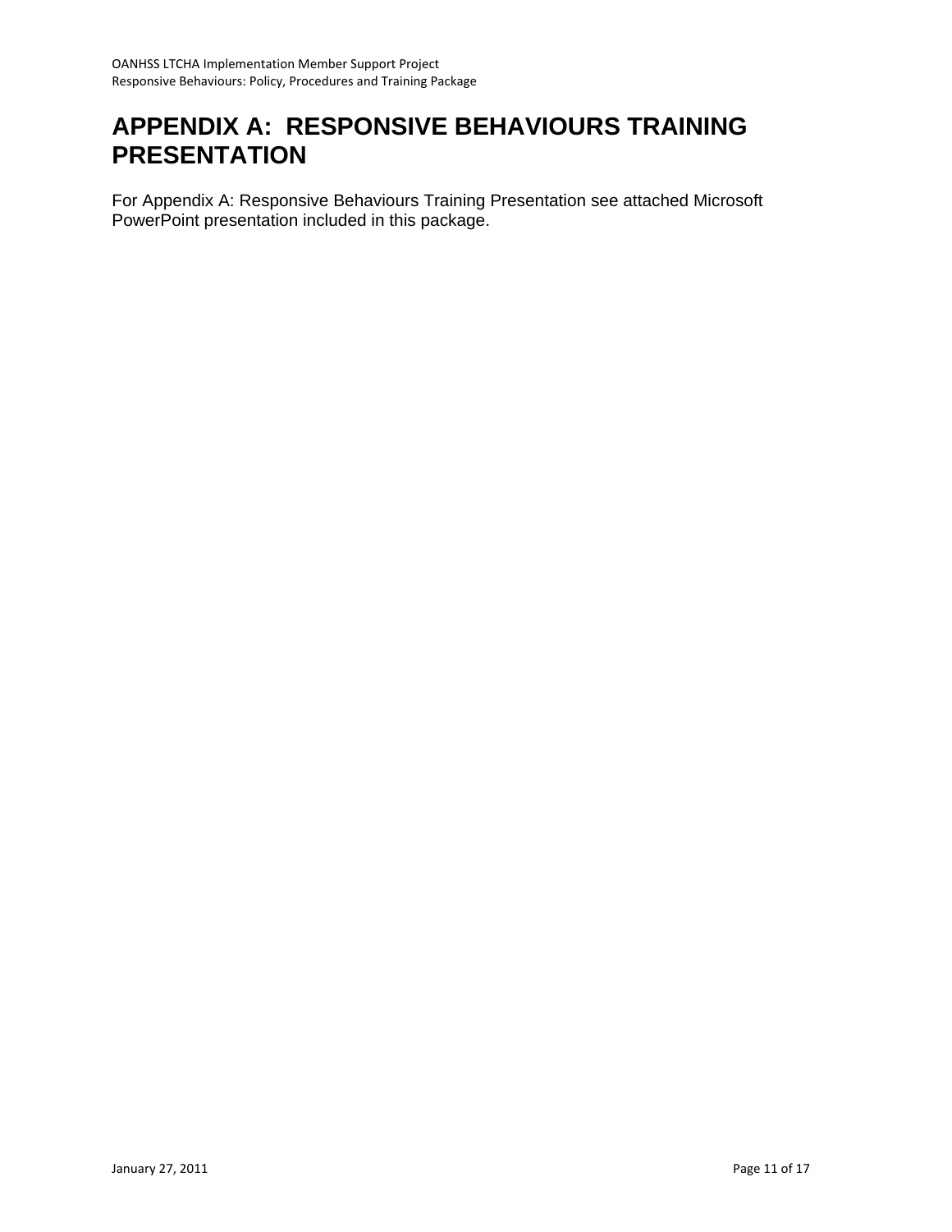# APPENDIX A: RESPONSIVE BEHAVIOURS TRAINING PRESENTATION

For Appendix A: Responsive Behaviours Training Presentation see attached Microsoft PowerPoint presentation included in this package.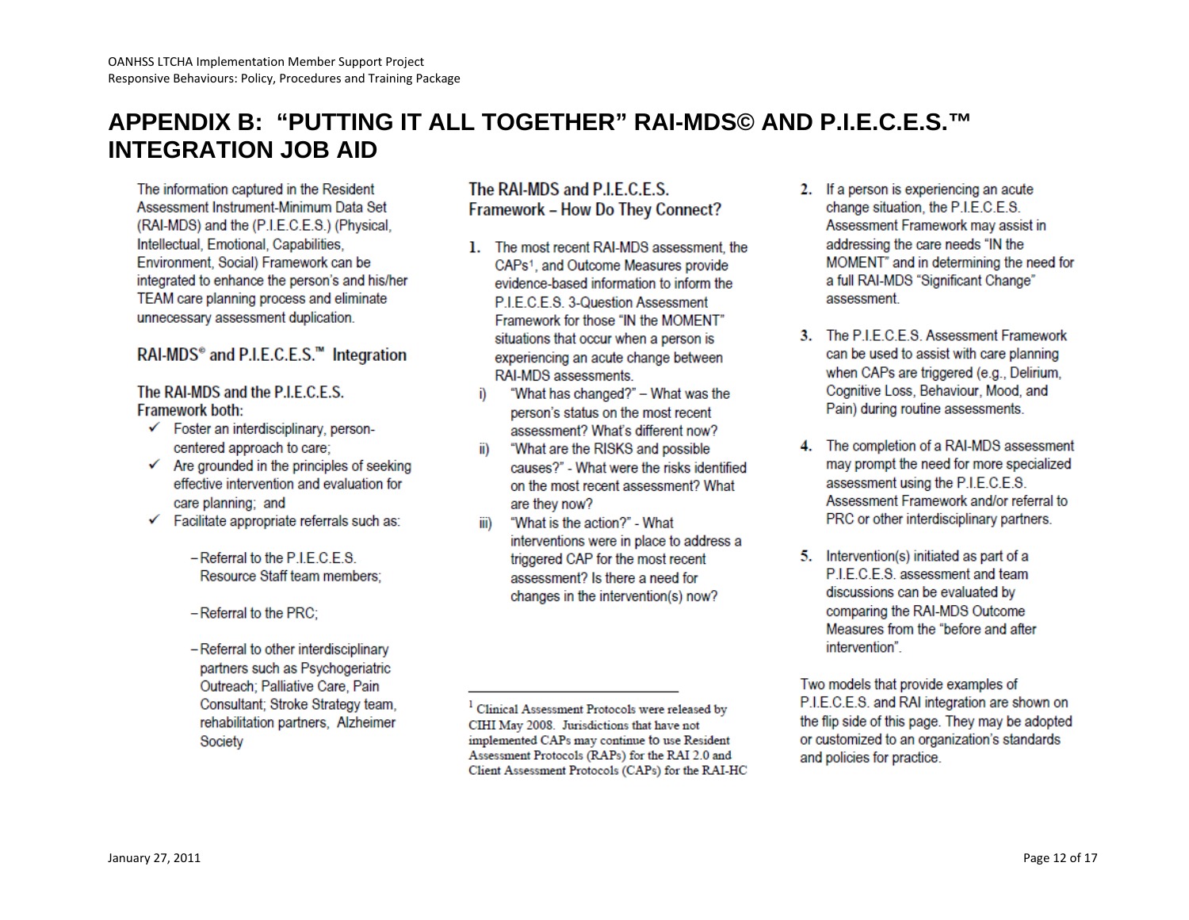# APPENDIX B: "PUTTING IT ALL TOGETHER" RAI-MDS© AND P.I.E.C.E.S.™ INTEGRATION JOB AID

The information captured in the Resident Assessment Instrument-Minimum Data Set (RAI-MDS) and the (P.I.E.C.E.S.) (Physical, Intellectual, Emotional, Capabilities, Environment, Social) Framework can be integrated to enhance the person's and his/her TEAM care planning process and eliminate unnecessary assessment duplication.

## RAI-MDS® and P.I.E.C.E.S.™ Integration

**The RAI-MDS and the P.I.E.C.E.S. Framework both:**

- ✓ Foster an interdisciplinary, person-centered approach to care;
- ✓ Are grounded in the principles of seeking effective intervention and evaluation for care planning; and
- ✓ Facilitate appropriate referrals such as:
  - Referral to the P.I.E.C.E.S. Resource Staff team members;
  - Referral to the PRC;
  - Referral to other interdisciplinary partners such as Psychogeriatric Outreach; Palliative Care, Pain Consultant; Stroke Strategy team, rehabilitation partners, Alzheimer Society

## The RAI-MDS and P.I.E.C.E.S. Framework – How Do They Connect?

1. The most recent RAI-MDS assessment, the CAPs[1], and Outcome Measures provide evidence-based information to inform the P.I.E.C.E.S. 3-Question Assessment Framework for those "IN the MOMENT" situations that occur when a person is experiencing an acute change between RAI-MDS assessments.
   - i) "What has changed?" – What was the person's status on the most recent assessment? What's different now?
   - ii) "What are the RISKS and possible causes?" - What were the risks identified on the most recent assessment? What are they now?
   - iii) "What is the action?" - What interventions were in place to address a triggered CAP for the most recent assessment? Is there a need for changes in the intervention(s) now?
2. If a person is experiencing an acute change situation, the P.I.E.C.E.S. Assessment Framework may assist in addressing the care needs "IN the MOMENT" and in determining the need for a full RAI-MDS "Significant Change" assessment.
3. The P.I.E.C.E.S. Assessment Framework can be used to assist with care planning when CAPs are triggered (e.g., Delirium, Cognitive Loss, Behaviour, Mood, and Pain) during routine assessments.
4. The completion of a RAI-MDS assessment may prompt the need for more specialized assessment using the P.I.E.C.E.S. Assessment Framework and/or referral to PRC or other interdisciplinary partners.
5. Intervention(s) initiated as part of a P.I.E.C.E.S. assessment and team discussions can be evaluated by comparing the RAI-MDS Outcome Measures from the "before and after intervention".

Two models that provide examples of P.I.E.C.E.S. and RAI integration are shown on the flip side of this page. They may be adopted or customized to an organization's standards and policies for practice.

---

[1] Clinical Assessment Protocols were released by CIHI May 2008. Jurisdictions that have not implemented CAPs may continue to use Resident Assessment Protocols (RAPs) for the RAI 2.0 and Client Assessment Protocols (CAPs) for the RAI-HC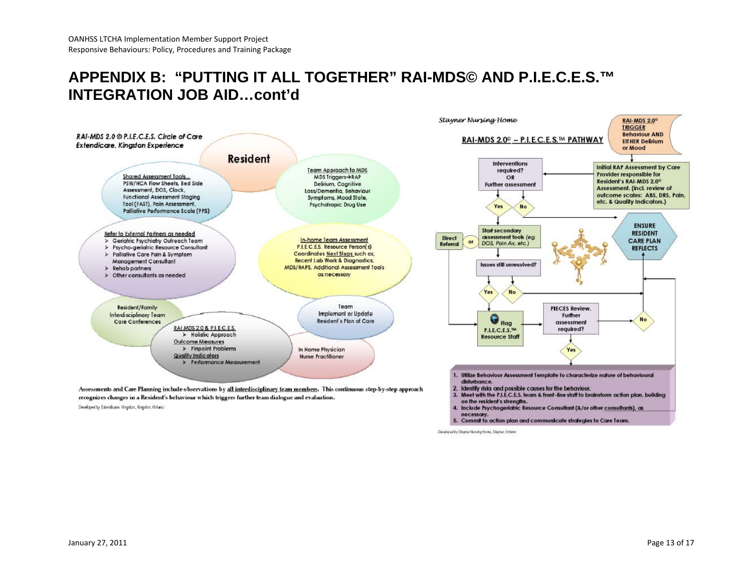# APPENDIX B: "PUTTING IT ALL TOGETHER" RAI-MDS© AND P.I.E.C.E.S.™ INTEGRATION JOB AID…cont'd

*RAI-MDS 2.0 © P.I.E.C.E.S. Circle of Care*
*Extendicare, Kingston Experience*

**Resident**

Shared Assessment Tools…
PSW/HCA Flow Sheets, Bed Side Assessment, DOS, Clock, Functional Assessment Staging Tool (FAST), Pain Assessment, Palliative Performance Scale (PPS)

Team Approach to MDS
MDS Triggers→RAP
Delirium, Cognitive Loss/Dementia, Behaviour Symptoms, Mood State, Psychotropic Drug Use

Refer to External Partners as needed
- Geriatric Psychiatry Outreach Team
- Psycho-geriatric Resource Consultant
- Palliative Care Pain & Symptom Management Consultant
- Rehab partners
- Other consultants as needed

In-home Team Assessment
P.I.E.C.E.S. Resource Person(s) Coordinates Next Steps such as; Recent Lab Work & Diagnostics, MDS/RAPS, Additional Assessment Tools as necessary

Resident/Family Interdisciplinary Team Care Conferences

Team Implement or Update Resident's Plan of Care

RAI MDS 2.0 & P.I.E.C.E.S.
- Holistic Approach

Outcome Measures
- Pinpoint Problems

Quality Indicators
- Performance Measurement

In Home Physician
Nurse Practitioner

Assessments and Care Planning include observations by all interdisciplinary team members. This continuous step-by-step approach recognizes changes in a Resident's behaviour which triggers further team dialogue and evaluation.

Developed by Extendicare, Kingston, Kingston, Ontario

*Stayner Nursing Home*

**RAI-MDS 2.0© – P.I.E.C.E.S.™ PATHWAY**

RAI-MDS 2.0© TRIGGER
Behaviour AND EITHER Delirium or Mood

Initial RAP Assessment by Care Provider responsible for Resident's RAI-MDS 2.0© Assessment. (incl. review of outcome scales: ABS, DRS, Pain, etc. & Quality Indicators.)

Interventions required? OR Further assessment

Yes / No

ENSURE RESIDENT CARE PLAN REFLECTS

Direct Referral or

Start secondary assessment tools (eg DOS, Pain Ax, etc.)

Issues still unresolved?

Yes / No

Flag P.I.E.C.E.S.™ Resource Staff

PIECES Review. Further assessment required?

No / Yes

1. Utilize Behaviour Assessment Template to characterize nature of behavioural disturbance.
2. Identify risks and possible causes for the behaviour.
3. Meet with the P.I.E.C.E.S. team & front-line staff to brainstorm action plan, building on the resident's strengths.
4. Include Psychogeriatric Resource Consultant (&/or other consultants), as necessary.
5. Commit to action plan and communicate strategies to Care Team.

Developed by Stayner Nursing Home, Stayner, Ontario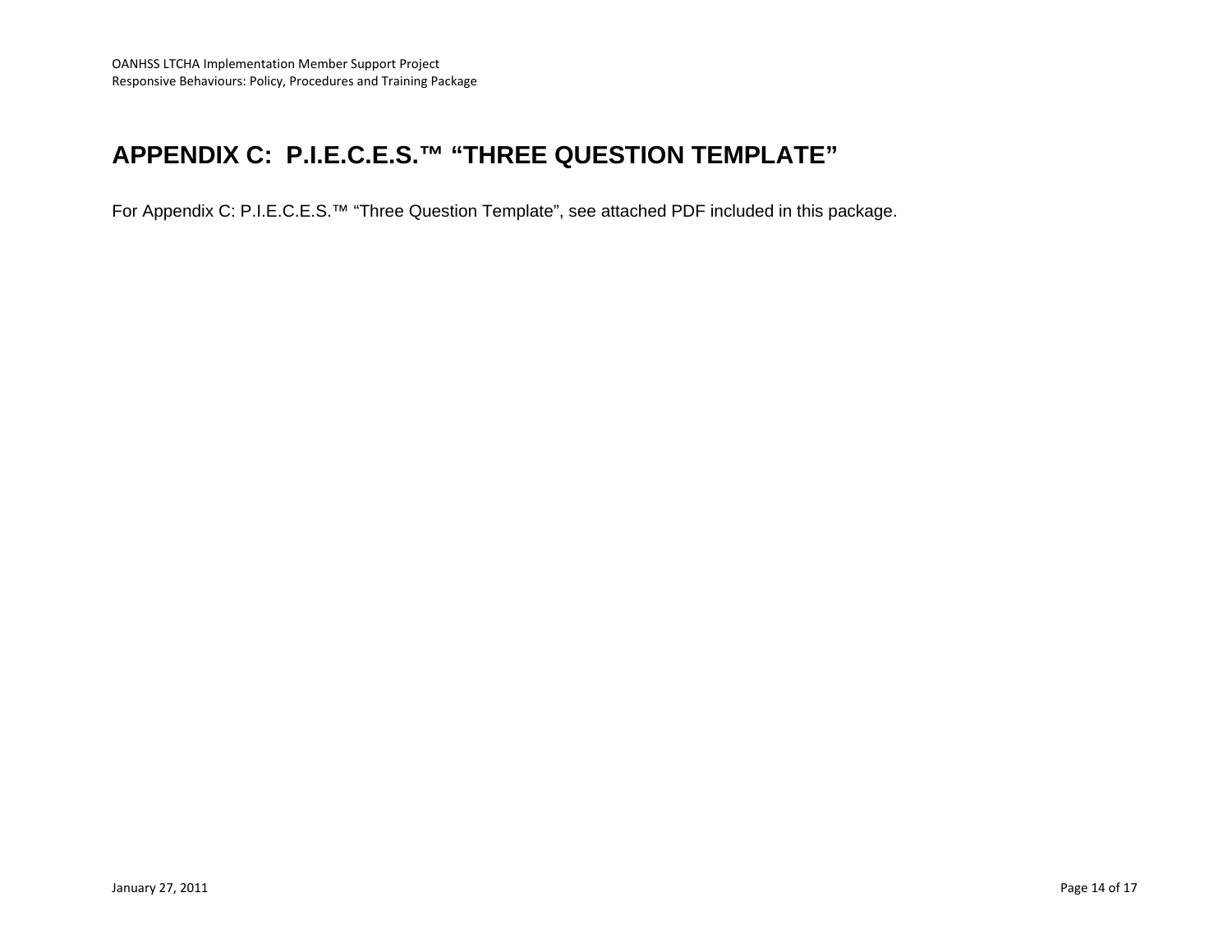## APPENDIX C: P.I.E.C.E.S.™ "THREE QUESTION TEMPLATE"

For Appendix C: P.I.E.C.E.S.™ "Three Question Template", see attached PDF included in this package.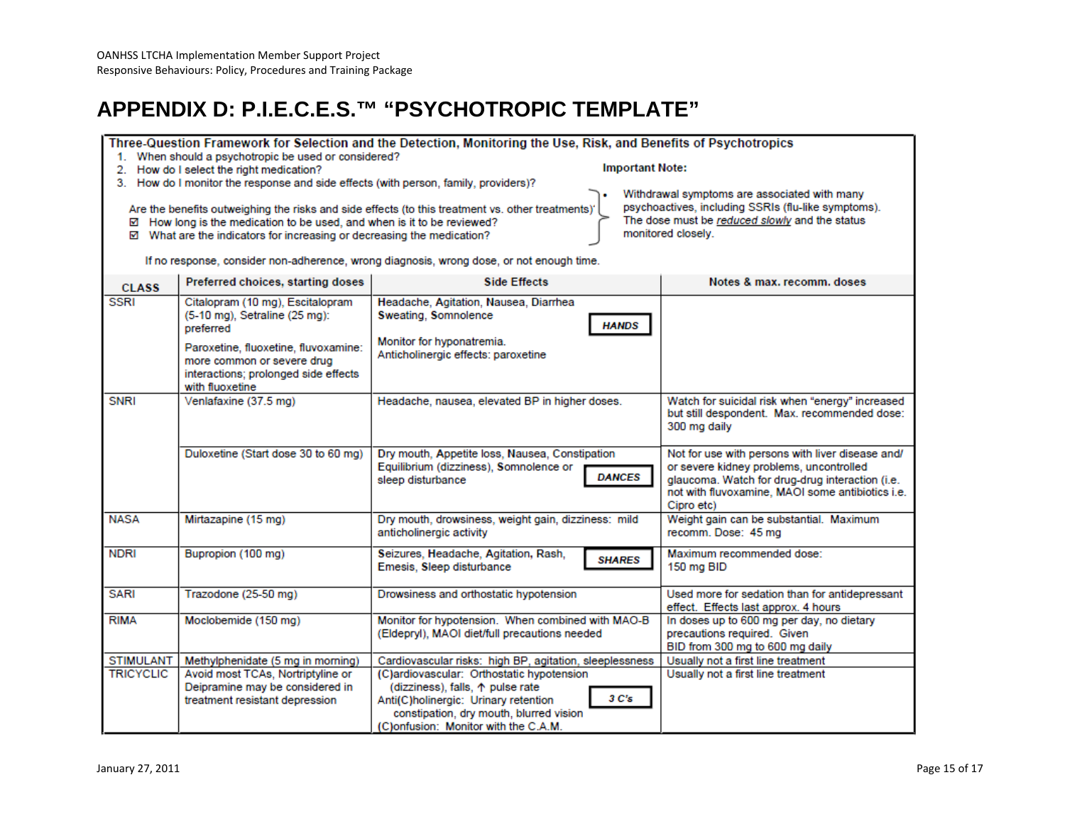# APPENDIX D: P.I.E.C.E.S.™ "PSYCHOTROPIC TEMPLATE"

**Three-Question Framework for Selection and the Detection, Monitoring the Use, Risk, and Benefits of Psychotropics**

1. When should a psychotropic be used or considered?
2. How do I select the right medication?
3. How do I monitor the response and side effects (with person, family, providers)?

Are the benefits outweighing the risks and side effects (to this treatment vs. other treatments)?

- ☑ How long is the medication to be used, and when is it to be reviewed?
- ☑ What are the indicators for increasing or decreasing the medication?

**Important Note:**

- Withdrawal symptoms are associated with many psychoactives, including SSRIs (flu-like symptoms). The dose must be *reduced slowly* and the status monitored closely.

If no response, consider non-adherence, wrong diagnosis, wrong dose, or not enough time.

| CLASS | Preferred choices, starting doses | Side Effects | Notes & max. recomm. doses |
|---|---|---|---|
| SSRI | Citalopram (10 mg), Escitalopram (5-10 mg), Setraline (25 mg): preferred<br><br>Paroxetine, fluoxetine, fluvoxamine: more common or severe drug interactions; prolonged side effects with fluoxetine | **H**eadache, **A**gitation, **N**ausea, **D**iarrhea **S**weating, **S**omnolence **HANDS**<br><br>Monitor for hyponatremia.<br>Anticholinergic effects: paroxetine | |
| SNRI | Venlafaxine (37.5 mg) | Headache, nausea, elevated BP in higher doses. | Watch for suicidal risk when "energy" increased but still despondent. Max. recommended dose: 300 mg daily |
| | Duloxetine (Start dose 30 to 60 mg) | **D**ry mouth, **A**ppetite loss, **N**ausea, **C**onstipation **E**quilibrium (dizziness), **S**omnolence or sleep disturbance **DANCES** | Not for use with persons with liver disease and/ or severe kidney problems, uncontrolled glaucoma. Watch for drug-drug interaction (i.e. not with fluvoxamine, MAOI some antibiotics i.e. Cipro etc) |
| NASA | Mirtazapine (15 mg) | Dry mouth, drowsiness, weight gain, dizziness: mild anticholinergic activity | Weight gain can be substantial. Maximum recomm. Dose: 45 mg |
| NDRI | Bupropion (100 mg) | **S**eizures, **H**eadache, **A**gitation, **R**ash, **E**mesis, **S**leep disturbance **SHARES** | Maximum recommended dose: 150 mg BID |
| SARI | Trazodone (25-50 mg) | Drowsiness and orthostatic hypotension | Used more for sedation than for antidepressant effect. Effects last approx. 4 hours |
| RIMA | Moclobemide (150 mg) | Monitor for hypotension. When combined with MAO-B (Eldepryl), MAOI diet/full precautions needed | In doses up to 600 mg per day, no dietary precautions required. Given BID from 300 mg to 600 mg daily |
| STIMULANT | Methylphenidate (5 mg in morning) | Cardiovascular risks: high BP, agitation, sleeplessness | Usually not a first line treatment |
| TRICYCLIC | Avoid most TCAs, Nortriptyline or Deipramine may be considered in treatment resistant depression | (C)ardiovascular: Orthostatic hypotension (dizziness), falls, ↑ pulse rate<br>Anti(C)holinergic: Urinary retention constipation, dry mouth, blurred vision<br>(C)onfusion: Monitor with the C.A.M. **3 C's** | Usually not a first line treatment |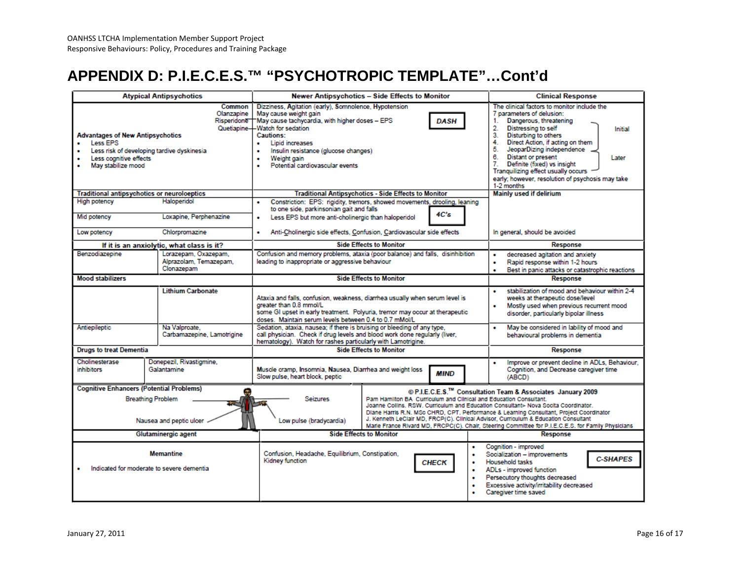# APPENDIX D: P.I.E.C.E.S.™ "PSYCHOTROPIC TEMPLATE"…Cont'd

| Atypical Antipsychotics | | Newer Antipsychotics – Side Effects to Monitor | Clinical Response |
|---|---|---|---|
| **Advantages of New Antipsychotics**<br>• Less EPS<br>• Less risk of developing tardive dyskinesia<br>• Less cognitive effects<br>• May stabilize mood | **Common**<br>Olanzapine<br>Risperidone<br>Quetiapine | Dizziness, Agitation (early), Somnolence, Hypotension<br>May cause weight gain<br>May cause tachycardia, with higher doses – EPS<br>Watch for sedation<br>**DASH**<br>**Cautions:**<br>• Lipid increases<br>• Insulin resistance (glucose changes)<br>• Weight gain<br>• Potential cardiovascular events | The clinical factors to monitor include the 7 parameters of delusion:<br>1. Dangerous, threatening<br>2. Distressing to self<br>3. Disturbing to others<br>4. Direct Action, if acting on them<br>5. JeoparDizing independence<br>(Initial)<br>6. Distant or present<br>7. Definite (fixed) vs insight<br>(Later)<br>Tranquilizing effect usually occurs early; however, resolution of psychosis may take 1-2 months |
| **Traditional antipsychotics or neuroleptics** | | **Traditional Antipsychotics - Side Effects to Monitor** | **Mainly used if delirium** |
| High potency | Haloperidol | • Constriction: EPS: rigidity, tremors, showed movements, drooling, leaning to one side, parkinsonian gait and falls | |
| Mid potency | Loxapine, Perphenazine | • Less EPS but more anti-cholinergic than haloperidol<br>**4C's** | |
| Low potency | Chlorpromazine | • Anti-Cholinergic side effects, Confusion, Cardiovascular side effects | In general, should be avoided |
| **If it is an anxiolytic, what class is it?** | | **Side Effects to Monitor** | **Response** |
| Benzodiazepine | Lorazepam, Oxazepam, Alprazolam, Temazepam, Clonazepam | Confusion and memory problems, ataxia (poor balance) and falls, disinhibition leading to inappropriate or aggressive behaviour | • decreased agitation and anxiety<br>• Rapid response within 1-2 hours<br>• Best in panic attacks or catastrophic reactions |
| **Mood stabilizers** | | **Side Effects to Monitor** | **Response** |
| | **Lithium Carbonate** | Ataxia and falls, confusion, weakness, diarrhea usually when serum level is greater than 0.8 mmol/L<br>some GI upset in early treatment. Polyuria, tremor may occur at therapeutic doses. Maintain serum levels between 0.4 to 0.7 mMol/L | • stabilization of mood and behaviour within 2-4 weeks at therapeutic dose/level<br>• Mostly used when previous recurrent mood disorder, particularly bipolar illness |
| Antiepileptic | Na Valproate, Carbamazepine, Lamotrigine | Sedation, ataxia, nausea; if there is bruising or bleeding of any type, call physician. Check if drug levels and blood work done regularly (liver, hematology). Watch for rashes particularly with Lamotrigine. | • May be considered in lability of mood and behavioural problems in dementia |
| **Drugs to treat Dementia** | | **Side Effects to Monitor** | **Response** |
| Cholinesterase inhibitors | Donepezil, Rivastigmine, Galantamine | Muscle cramp, Insomnia, Nausea, Diarrhea and weight loss<br>Slow pulse, heart block, peptic<br>**MIND** | • Improve or prevent decline in ADLs, Behaviour, Cognition, and Decrease caregiver time (ABCD) |
| **Cognitive Enhancers (Potential Problems)**<br>Breathing Problem<br>Nausea and peptic ulcer | | Seizures<br>Low pulse (bradycardia) | **© P.I.E.C.E.S.™ Consultation Team & Associates January 2009**<br>Pam Hamilton BA. Curriculum and Clinical and Education Consultant.<br>Joanne Collins. RSW. Curriculum and Education Consultant- Nova Scotia Coordinator.<br>Diane Harris R.N. MSc CHRD, CPT. Performance & Learning Consultant, Project Coordinator<br>J. Kenneth LeClair MD, FRCP(C). Clinical Advisor, Curriculum & Education Consultant<br>Marie France Rivard MD, FRCPC(C). Chair, Steering Committee for P.I.E.C.E.S. for Family Physicians |
| **Glutaminergic agent** | | **Side Effects to Monitor** | **Response** |
| **Memantine**<br>• Indicated for moderate to severe dementia | | Confusion, Headache, Equilibrium, Constipation, Kidney function<br>**CHECK** | • Cognition - improved<br>• Socialization – improvements<br>• Household tasks<br>• ADLs - improved function<br>• Persecutory thoughts decreased<br>• Excessive activity/irritability decreased<br>• Caregiver time saved<br>**C-SHAPES** |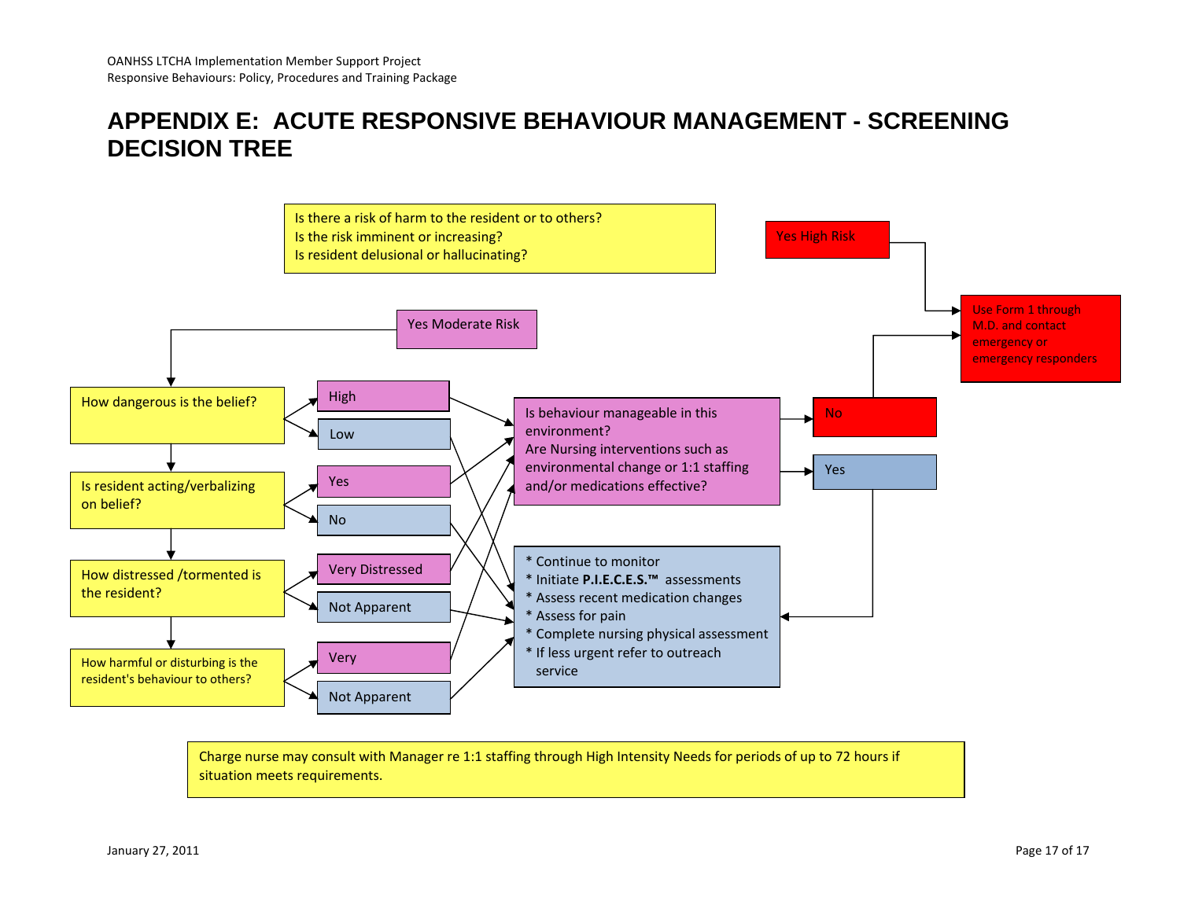# APPENDIX E: ACUTE RESPONSIVE BEHAVIOUR MANAGEMENT - SCREENING DECISION TREE

Is there a risk of harm to the resident or to others?
Is the risk imminent or increasing?
Is resident delusional or hallucinating?

Yes High Risk

Use Form 1 through M.D. and contact emergency or emergency responders

Yes Moderate Risk

How dangerous is the belief?

High

Low

Is resident acting/verbalizing on belief?

Yes

No

How distressed /tormented is the resident?

Very Distressed

Not Apparent

How harmful or disturbing is the resident's behaviour to others?

Very

Not Apparent

Is behaviour manageable in this environment?
Are Nursing interventions such as environmental change or 1:1 staffing and/or medications effective?

No

Yes

* Continue to monitor
* Initiate **P.I.E.C.E.S.™** assessments
* Assess recent medication changes
* Assess for pain
* Complete nursing physical assessment
* If less urgent refer to outreach service

Charge nurse may consult with Manager re 1:1 staffing through High Intensity Needs for periods of up to 72 hours if situation meets requirements.

January 27, 2011